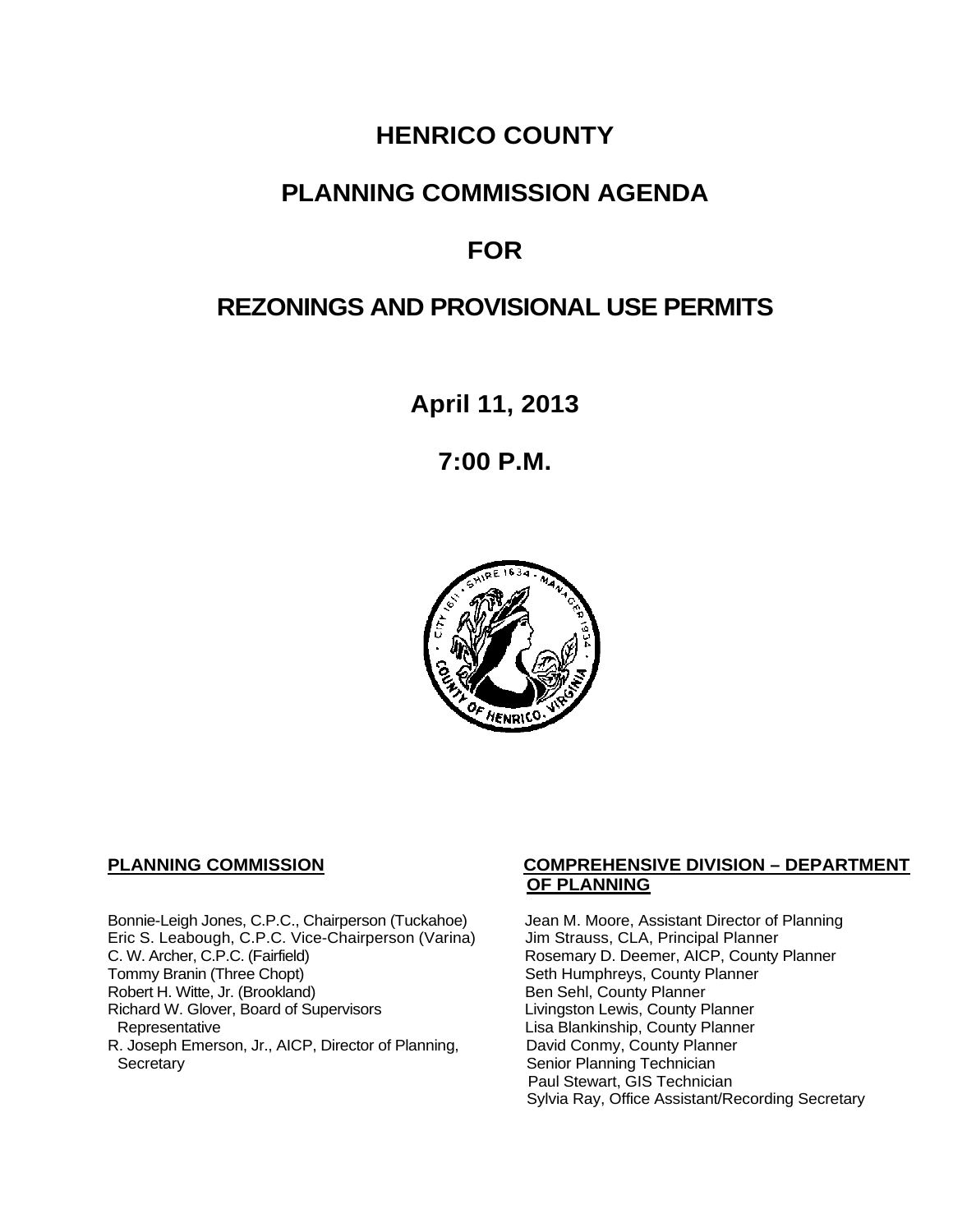# HENRICO COUNTY

# PLANNING COMMISSION AGENDA

# FOR

# REZONINGS AND PROVISIONAL USE PERMITS

## April 11, 2013

## 7:00 P.M.

**PLANNING COMMISSION**

Bonnie-Leigh Jones, C.P.C., Chairperson (Tuckahoe)
Eric S. Leabough, C.P.C. Vice-Chairperson (Varina)
C. W. Archer, C.P.C. (Fairfield)
Tommy Branin (Three Chopt)
Robert H. Witte, Jr. (Brookland)
Richard W. Glover, Board of Supervisors Representative
R. Joseph Emerson, Jr., AICP, Director of Planning, Secretary

**COMPREHENSIVE DIVISION – DEPARTMENT OF PLANNING**

Jean M. Moore, Assistant Director of Planning
Jim Strauss, CLA, Principal Planner
Rosemary D. Deemer, AICP, County Planner
Seth Humphreys, County Planner
Ben Sehl, County Planner
Livingston Lewis, County Planner
Lisa Blankinship, County Planner
David Conmy, County Planner
Senior Planning Technician
Paul Stewart, GIS Technician
Sylvia Ray, Office Assistant/Recording Secretary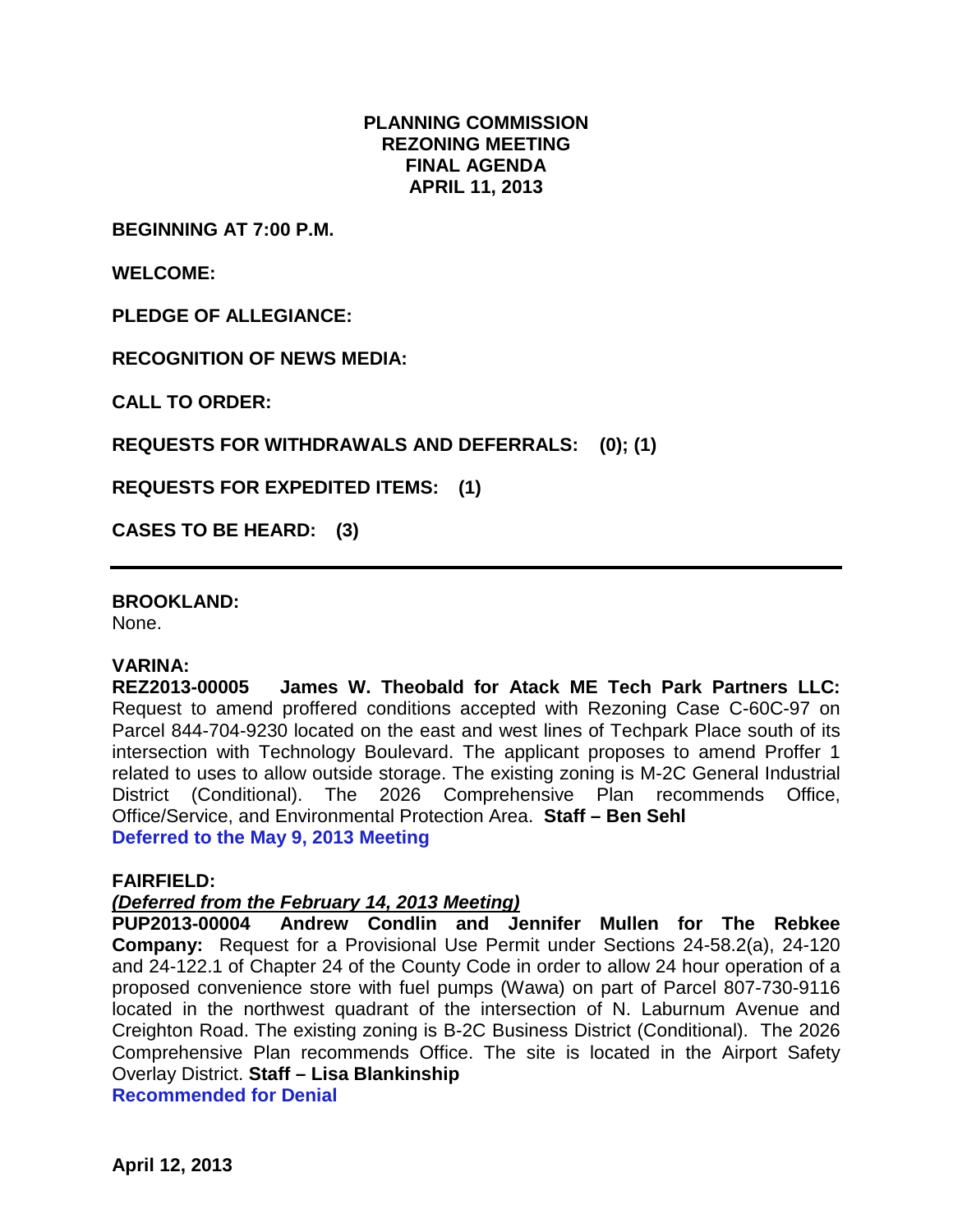# PLANNING COMMISSION
# REZONING MEETING
# FINAL AGENDA
# APRIL 11, 2013

**BEGINNING AT 7:00 P.M.**

**WELCOME:**

**PLEDGE OF ALLEGIANCE:**

**RECOGNITION OF NEWS MEDIA:**

**CALL TO ORDER:**

**REQUESTS FOR WITHDRAWALS AND DEFERRALS: (0); (1)**

**REQUESTS FOR EXPEDITED ITEMS: (1)**

**CASES TO BE HEARD: (3)**

---

**BROOKLAND:**
None.

**VARINA:**
**REZ2013-00005 James W. Theobald for Atack ME Tech Park Partners LLC:** Request to amend proffered conditions accepted with Rezoning Case C-60C-97 on Parcel 844-704-9230 located on the east and west lines of Techpark Place south of its intersection with Technology Boulevard. The applicant proposes to amend Proffer 1 related to uses to allow outside storage. The existing zoning is M-2C General Industrial District (Conditional). The 2026 Comprehensive Plan recommends Office, Office/Service, and Environmental Protection Area. **Staff – Ben Sehl**
**Deferred to the May 9, 2013 Meeting**

**FAIRFIELD:**
***(Deferred from the February 14, 2013 Meeting)***
**PUP2013-00004 Andrew Condlin and Jennifer Mullen for The Rebkee Company:** Request for a Provisional Use Permit under Sections 24-58.2(a), 24-120 and 24-122.1 of Chapter 24 of the County Code in order to allow 24 hour operation of a proposed convenience store with fuel pumps (Wawa) on part of Parcel 807-730-9116 located in the northwest quadrant of the intersection of N. Laburnum Avenue and Creighton Road. The existing zoning is B-2C Business District (Conditional). The 2026 Comprehensive Plan recommends Office. The site is located in the Airport Safety Overlay District. **Staff – Lisa Blankinship**
**Recommended for Denial**

**April 12, 2013**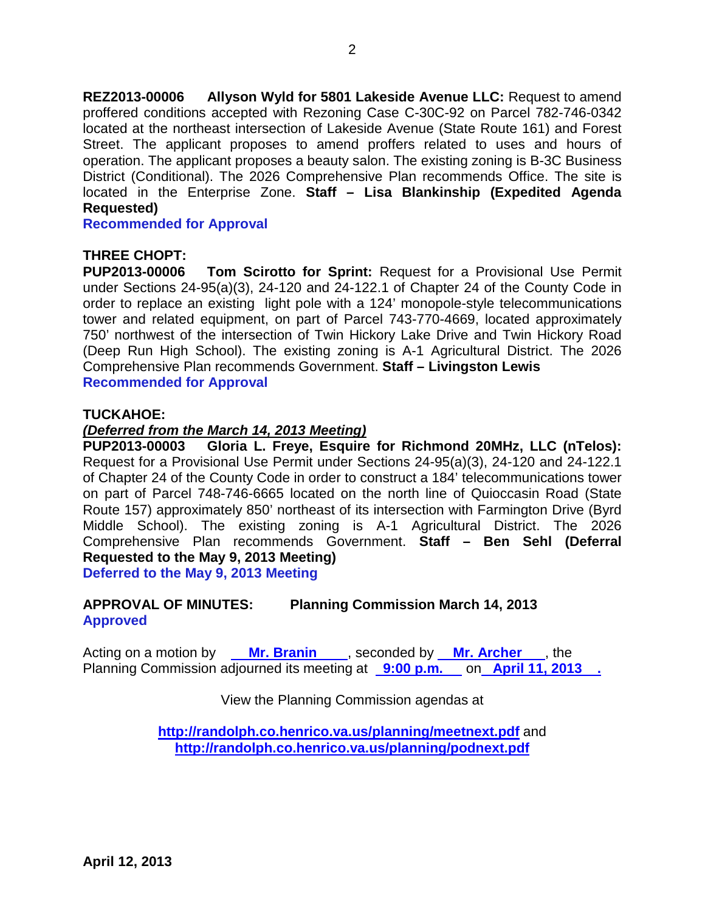**REZ2013-00006 Allyson Wyld for 5801 Lakeside Avenue LLC:** Request to amend proffered conditions accepted with Rezoning Case C-30C-92 on Parcel 782-746-0342 located at the northeast intersection of Lakeside Avenue (State Route 161) and Forest Street. The applicant proposes to amend proffers related to uses and hours of operation. The applicant proposes a beauty salon. The existing zoning is B-3C Business District (Conditional). The 2026 Comprehensive Plan recommends Office. The site is located in the Enterprise Zone. **Staff – Lisa Blankinship (Expedited Agenda Requested)**
**Recommended for Approval**

**THREE CHOPT:**
**PUP2013-00006 Tom Scirotto for Sprint:** Request for a Provisional Use Permit under Sections 24-95(a)(3), 24-120 and 24-122.1 of Chapter 24 of the County Code in order to replace an existing light pole with a 124' monopole-style telecommunications tower and related equipment, on part of Parcel 743-770-4669, located approximately 750' northwest of the intersection of Twin Hickory Lake Drive and Twin Hickory Road (Deep Run High School). The existing zoning is A-1 Agricultural District. The 2026 Comprehensive Plan recommends Government. **Staff – Livingston Lewis**
**Recommended for Approval**

**TUCKAHOE:**
***(Deferred from the March 14, 2013 Meeting)***
**PUP2013-00003 Gloria L. Freye, Esquire for Richmond 20MHz, LLC (nTelos):** Request for a Provisional Use Permit under Sections 24-95(a)(3), 24-120 and 24-122.1 of Chapter 24 of the County Code in order to construct a 184' telecommunications tower on part of Parcel 748-746-6665 located on the north line of Quioccasin Road (State Route 157) approximately 850' northeast of its intersection with Farmington Drive (Byrd Middle School). The existing zoning is A-1 Agricultural District. The 2026 Comprehensive Plan recommends Government. **Staff – Ben Sehl (Deferral Requested to the May 9, 2013 Meeting)**
**Deferred to the May 9, 2013 Meeting**

**APPROVAL OF MINUTES: Planning Commission March 14, 2013**
**Approved**

Acting on a motion by **Mr. Branin**, seconded by **Mr. Archer**, the Planning Commission adjourned its meeting at **9:00 p.m.** on **April 11, 2013**.

View the Planning Commission agendas at

**http://randolph.co.henrico.va.us/planning/meetnext.pdf** and **http://randolph.co.henrico.va.us/planning/podnext.pdf**

**April 12, 2013**